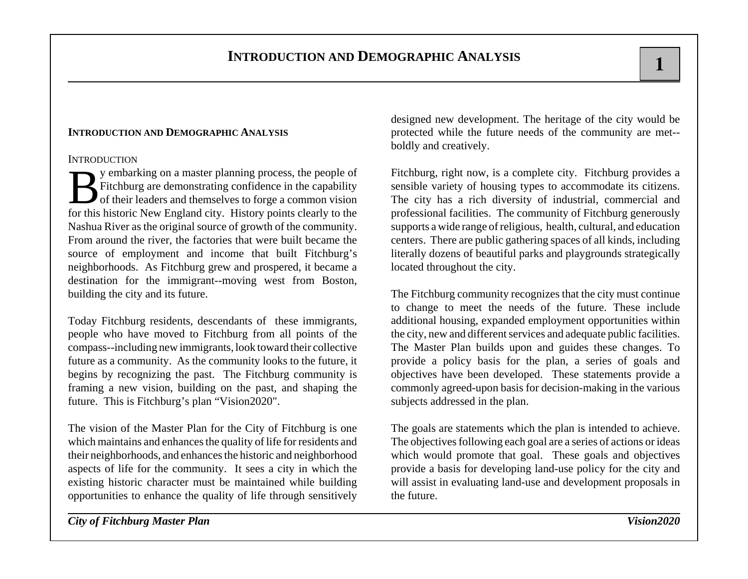# INTRODUCTION AND DEMOGRAPHIC ANALYSIS

## INTRODUCTION AND DEMOGRAPHIC ANALYSIS

### INTRODUCTION

By embarking on a master planning process, the people of Fitchburg are demonstrating confidence in the capability of their leaders and themselves to forge a common vision for this historic New England city. History points clearly to the Nashua River as the original source of growth of the community. From around the river, the factories that were built became the source of employment and income that built Fitchburg's neighborhoods. As Fitchburg grew and prospered, it became a destination for the immigrant--moving west from Boston, building the city and its future.

Today Fitchburg residents, descendants of these immigrants, people who have moved to Fitchburg from all points of the compass--including new immigrants, look toward their collective future as a community. As the community looks to the future, it begins by recognizing the past. The Fitchburg community is framing a new vision, building on the past, and shaping the future. This is Fitchburg's plan "Vision2020".

The vision of the Master Plan for the City of Fitchburg is one which maintains and enhances the quality of life for residents and their neighborhoods, and enhances the historic and neighborhood aspects of life for the community. It sees a city in which the existing historic character must be maintained while building opportunities to enhance the quality of life through sensitively designed new development. The heritage of the city would be protected while the future needs of the community are met--boldly and creatively.

Fitchburg, right now, is a complete city. Fitchburg provides a sensible variety of housing types to accommodate its citizens. The city has a rich diversity of industrial, commercial and professional facilities. The community of Fitchburg generously supports a wide range of religious, health, cultural, and education centers. There are public gathering spaces of all kinds, including literally dozens of beautiful parks and playgrounds strategically located throughout the city.

The Fitchburg community recognizes that the city must continue to change to meet the needs of the future. These include additional housing, expanded employment opportunities within the city, new and different services and adequate public facilities. The Master Plan builds upon and guides these changes. To provide a policy basis for the plan, a series of goals and objectives have been developed. These statements provide a commonly agreed-upon basis for decision-making in the various subjects addressed in the plan.

The goals are statements which the plan is intended to achieve. The objectives following each goal are a series of actions or ideas which would promote that goal. These goals and objectives provide a basis for developing land-use policy for the city and will assist in evaluating land-use and development proposals in the future.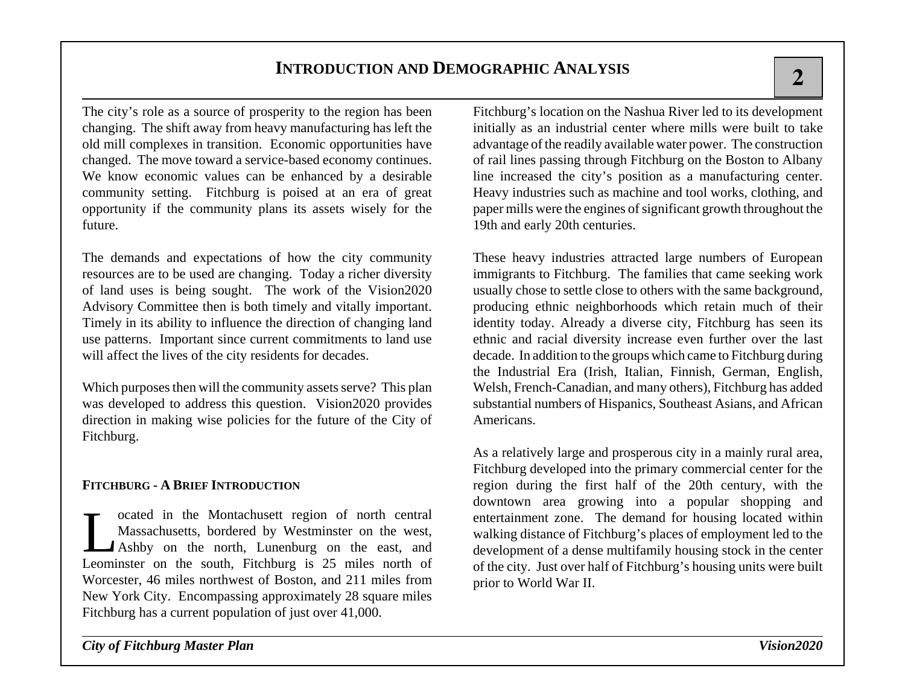# INTRODUCTION AND DEMOGRAPHIC ANALYSIS

The city's role as a source of prosperity to the region has been changing. The shift away from heavy manufacturing has left the old mill complexes in transition. Economic opportunities have changed. The move toward a service-based economy continues. We know economic values can be enhanced by a desirable community setting. Fitchburg is poised at an era of great opportunity if the community plans its assets wisely for the future.

The demands and expectations of how the city community resources are to be used are changing. Today a richer diversity of land uses is being sought. The work of the Vision2020 Advisory Committee then is both timely and vitally important. Timely in its ability to influence the direction of changing land use patterns. Important since current commitments to land use will affect the lives of the city residents for decades.

Which purposes then will the community assets serve? This plan was developed to address this question. Vision2020 provides direction in making wise policies for the future of the City of Fitchburg.

## FITCHBURG - A BRIEF INTRODUCTION

Located in the Montachusett region of north central Massachusetts, bordered by Westminster on the west, Ashby on the north, Lunenburg on the east, and Leominster on the south, Fitchburg is 25 miles north of Worcester, 46 miles northwest of Boston, and 211 miles from New York City. Encompassing approximately 28 square miles Fitchburg has a current population of just over 41,000.

Fitchburg's location on the Nashua River led to its development initially as an industrial center where mills were built to take advantage of the readily available water power. The construction of rail lines passing through Fitchburg on the Boston to Albany line increased the city's position as a manufacturing center. Heavy industries such as machine and tool works, clothing, and paper mills were the engines of significant growth throughout the 19th and early 20th centuries.

These heavy industries attracted large numbers of European immigrants to Fitchburg. The families that came seeking work usually chose to settle close to others with the same background, producing ethnic neighborhoods which retain much of their identity today. Already a diverse city, Fitchburg has seen its ethnic and racial diversity increase even further over the last decade. In addition to the groups which came to Fitchburg during the Industrial Era (Irish, Italian, Finnish, German, English, Welsh, French-Canadian, and many others), Fitchburg has added substantial numbers of Hispanics, Southeast Asians, and African Americans.

As a relatively large and prosperous city in a mainly rural area, Fitchburg developed into the primary commercial center for the region during the first half of the 20th century, with the downtown area growing into a popular shopping and entertainment zone. The demand for housing located within walking distance of Fitchburg's places of employment led to the development of a dense multifamily housing stock in the center of the city. Just over half of Fitchburg's housing units were built prior to World War II.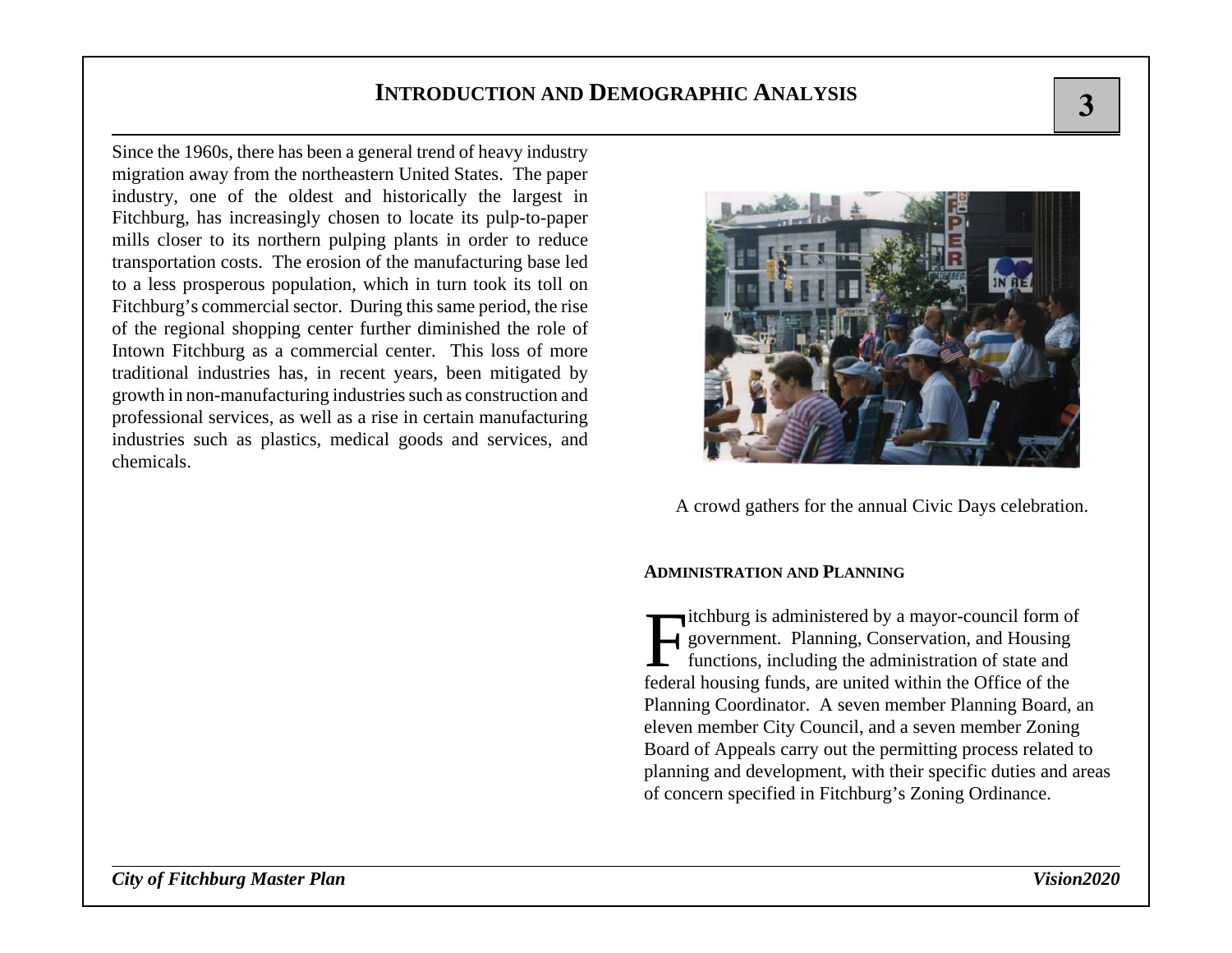Since the 1960s, there has been a general trend of heavy industry migration away from the northeastern United States. The paper industry, one of the oldest and historically the largest in Fitchburg, has increasingly chosen to locate its pulp-to-paper mills closer to its northern pulping plants in order to reduce transportation costs. The erosion of the manufacturing base led to a less prosperous population, which in turn took its toll on Fitchburg's commercial sector. During this same period, the rise of the regional shopping center further diminished the role of Intown Fitchburg as a commercial center. This loss of more traditional industries has, in recent years, been mitigated by growth in non-manufacturing industries such as construction and professional services, as well as a rise in certain manufacturing industries such as plastics, medical goods and services, and chemicals.

A crowd gathers for the annual Civic Days celebration.

### ADMINISTRATION AND PLANNING

Fitchburg is administered by a mayor-council form of government. Planning, Conservation, and Housing functions, including the administration of state and federal housing funds, are united within the Office of the Planning Coordinator. A seven member Planning Board, an eleven member City Council, and a seven member Zoning Board of Appeals carry out the permitting process related to planning and development, with their specific duties and areas of concern specified in Fitchburg's Zoning Ordinance.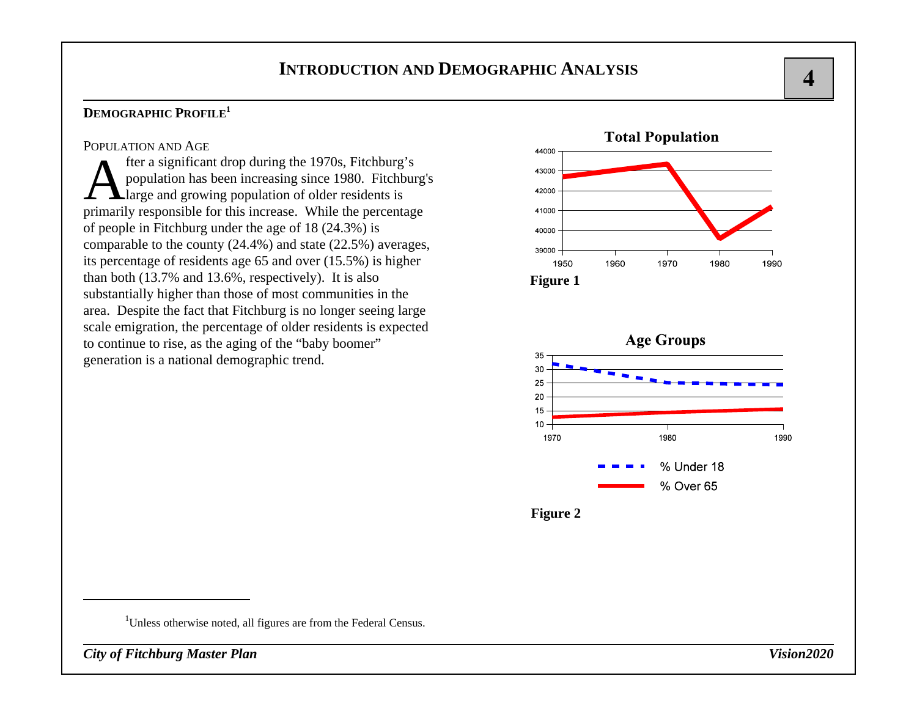# INTRODUCTION AND DEMOGRAPHIC ANALYSIS

## DEMOGRAPHIC PROFILE[1]

### POPULATION AND AGE

After a significant drop during the 1970s, Fitchburg's population has been increasing since 1980. Fitchburg's large and growing population of older residents is primarily responsible for this increase. While the percentage of people in Fitchburg under the age of 18 (24.3%) is comparable to the county (24.4%) and state (22.5%) averages, its percentage of residents age 65 and over (15.5%) is higher than both (13.7% and 13.6%, respectively). It is also substantially higher than those of most communities in the area. Despite the fact that Fitchburg is no longer seeing large scale emigration, the percentage of older residents is expected to continue to rise, as the aging of the "baby boomer" generation is a national demographic trend.

**Total Population**

**Figure 1**

**Age Groups**

% Under 18
% Over 65

**Figure 2**

---

[1] Unless otherwise noted, all figures are from the Federal Census.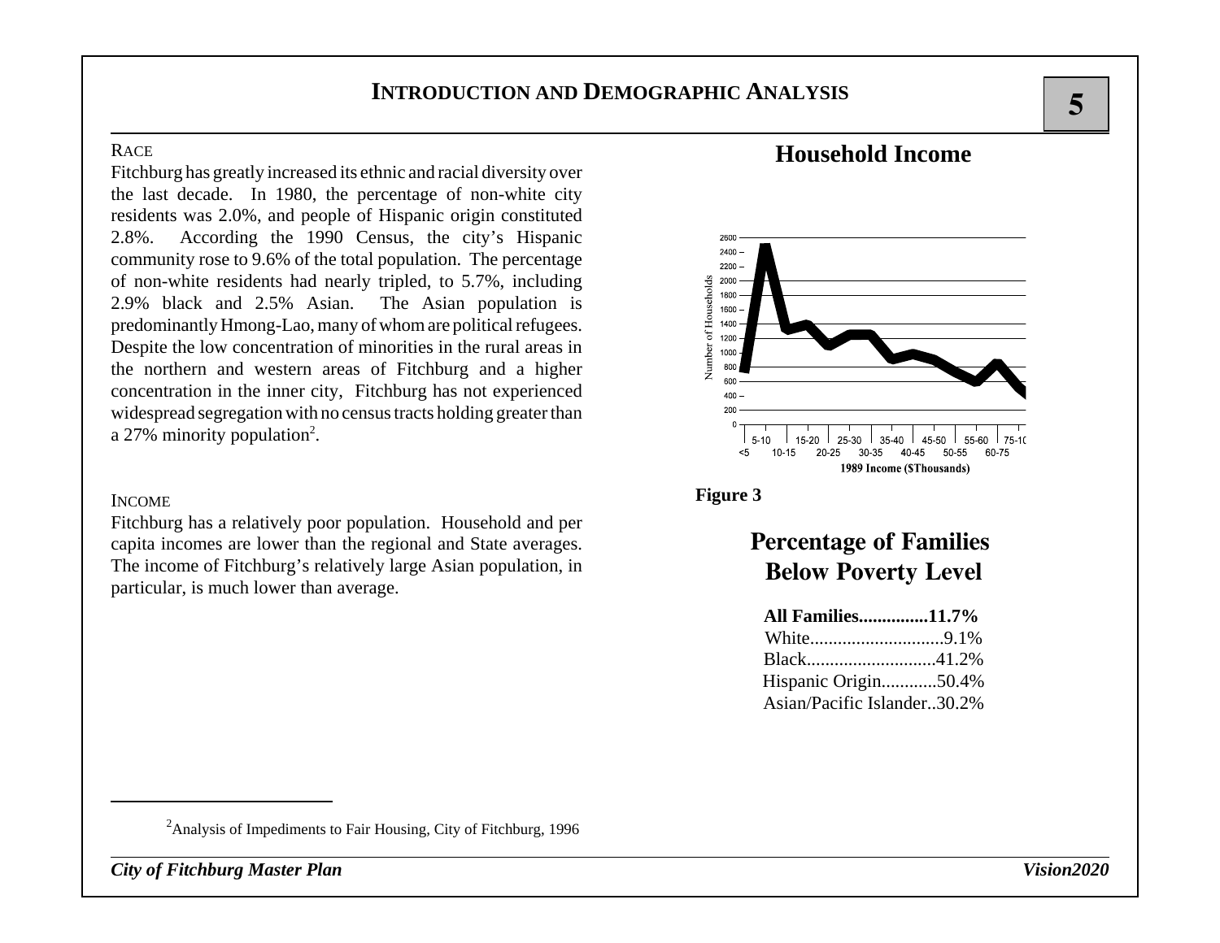## RACE

Fitchburg has greatly increased its ethnic and racial diversity over the last decade. In 1980, the percentage of non-white city residents was 2.0%, and people of Hispanic origin constituted 2.8%. According the 1990 Census, the city's Hispanic community rose to 9.6% of the total population. The percentage of non-white residents had nearly tripled, to 5.7%, including 2.9% black and 2.5% Asian. The Asian population is predominantly Hmong-Lao, many of whom are political refugees. Despite the low concentration of minorities in the rural areas in the northern and western areas of Fitchburg and a higher concentration in the inner city, Fitchburg has not experienced widespread segregation with no census tracts holding greater than a 27% minority population[2].

## INCOME

Fitchburg has a relatively poor population. Household and per capita incomes are lower than the regional and State averages. The income of Fitchburg's relatively large Asian population, in particular, is much lower than average.

### Household Income

Figure 3

### Percentage of Families Below Poverty Level

**All Families...............11.7%**
White............................9.1%
Black............................41.2%
Hispanic Origin............50.4%
Asian/Pacific Islander..30.2%

[2] Analysis of Impediments to Fair Housing, City of Fitchburg, 1996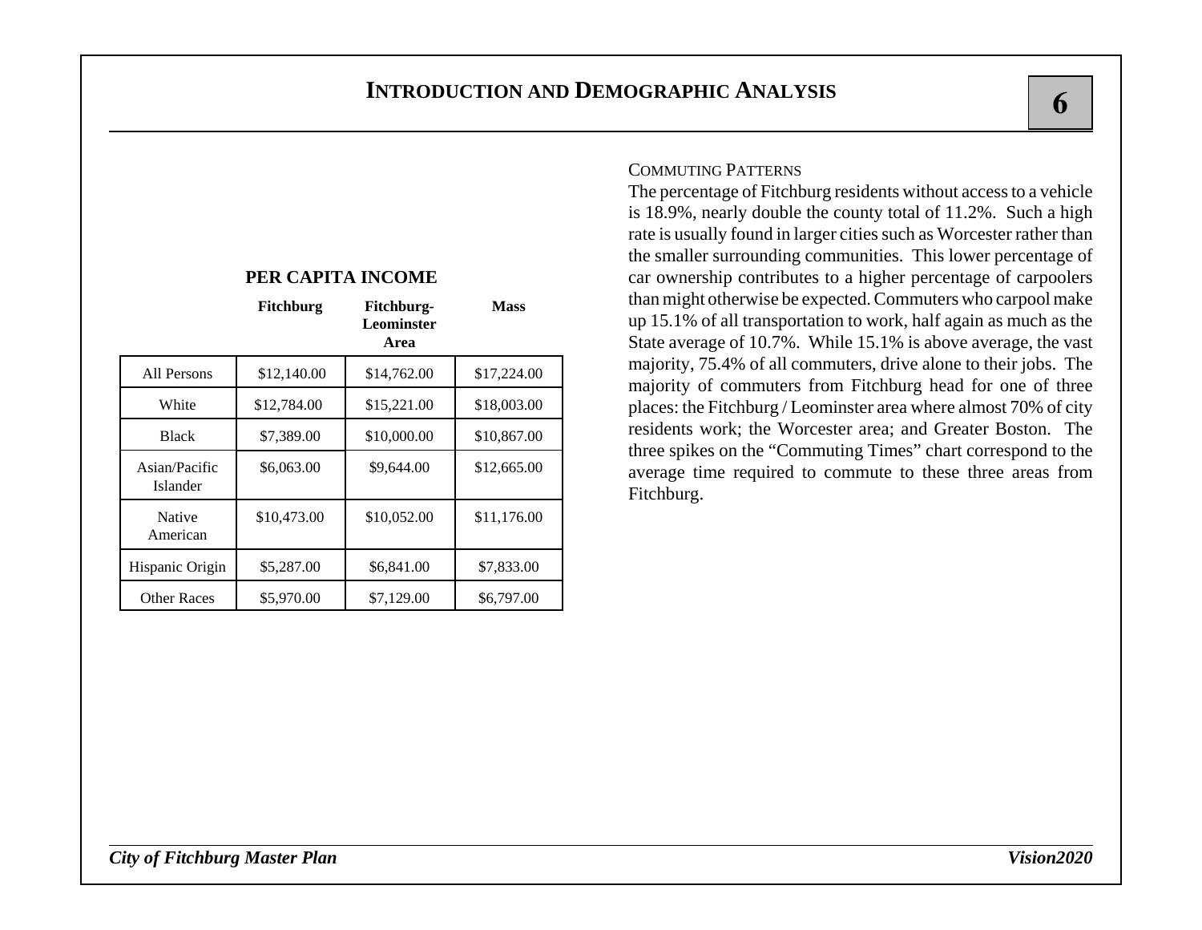**PER CAPITA INCOME**

| | Fitchburg | Fitchburg-Leominster Area | Mass |
|---|---|---|---|
| All Persons | $12,140.00 | $14,762.00 | $17,224.00 |
| White | $12,784.00 | $15,221.00 | $18,003.00 |
| Black | $7,389.00 | $10,000.00 | $10,867.00 |
| Asian/Pacific Islander | $6,063.00 | $9,644.00 | $12,665.00 |
| Native American | $10,473.00 | $10,052.00 | $11,176.00 |
| Hispanic Origin | $5,287.00 | $6,841.00 | $7,833.00 |
| Other Races | $5,970.00 | $7,129.00 | $6,797.00 |

### COMMUTING PATTERNS

The percentage of Fitchburg residents without access to a vehicle is 18.9%, nearly double the county total of 11.2%. Such a high rate is usually found in larger cities such as Worcester rather than the smaller surrounding communities. This lower percentage of car ownership contributes to a higher percentage of carpoolers than might otherwise be expected. Commuters who carpool make up 15.1% of all transportation to work, half again as much as the State average of 10.7%. While 15.1% is above average, the vast majority, 75.4% of all commuters, drive alone to their jobs. The majority of commuters from Fitchburg head for one of three places: the Fitchburg / Leominster area where almost 70% of city residents work; the Worcester area; and Greater Boston. The three spikes on the "Commuting Times" chart correspond to the average time required to commute to these three areas from Fitchburg.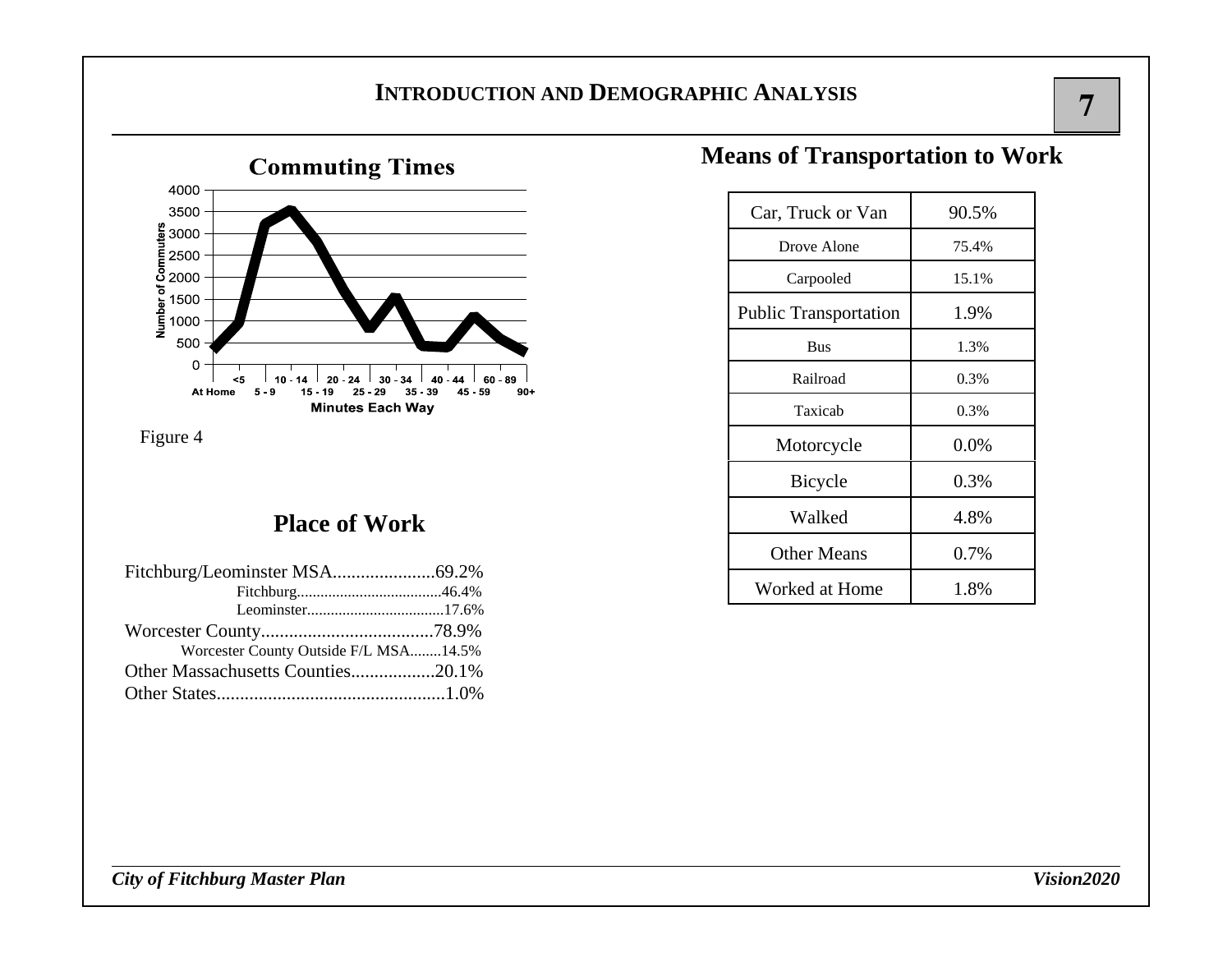## Commuting Times

Number of Commuters (0–4000) by Minutes Each Way: At Home, <5, 5 - 9, 10 - 14, 15 - 19, 20 - 24, 25 - 29, 30 - 34, 35 - 39, 40 - 44, 45 - 59, 60 - 89, 90+

Figure 4

## Place of Work

Fitchburg/Leominster MSA......................69.2%
- Fitchburg......................................46.4%
- Leominster....................................17.6%

Worcester County......................................78.9%
- Worcester County Outside F/L MSA........14.5%

Other Massachusetts Counties..................20.1%

Other States.................................................1.0%

## Means of Transportation to Work

| | |
|---|---|
| Car, Truck or Van | 90.5% |
| Drove Alone | 75.4% |
| Carpooled | 15.1% |
| Public Transportation | 1.9% |
| Bus | 1.3% |
| Railroad | 0.3% |
| Taxicab | 0.3% |
| Motorcycle | 0.0% |
| Bicycle | 0.3% |
| Walked | 4.8% |
| Other Means | 0.7% |
| Worked at Home | 1.8% |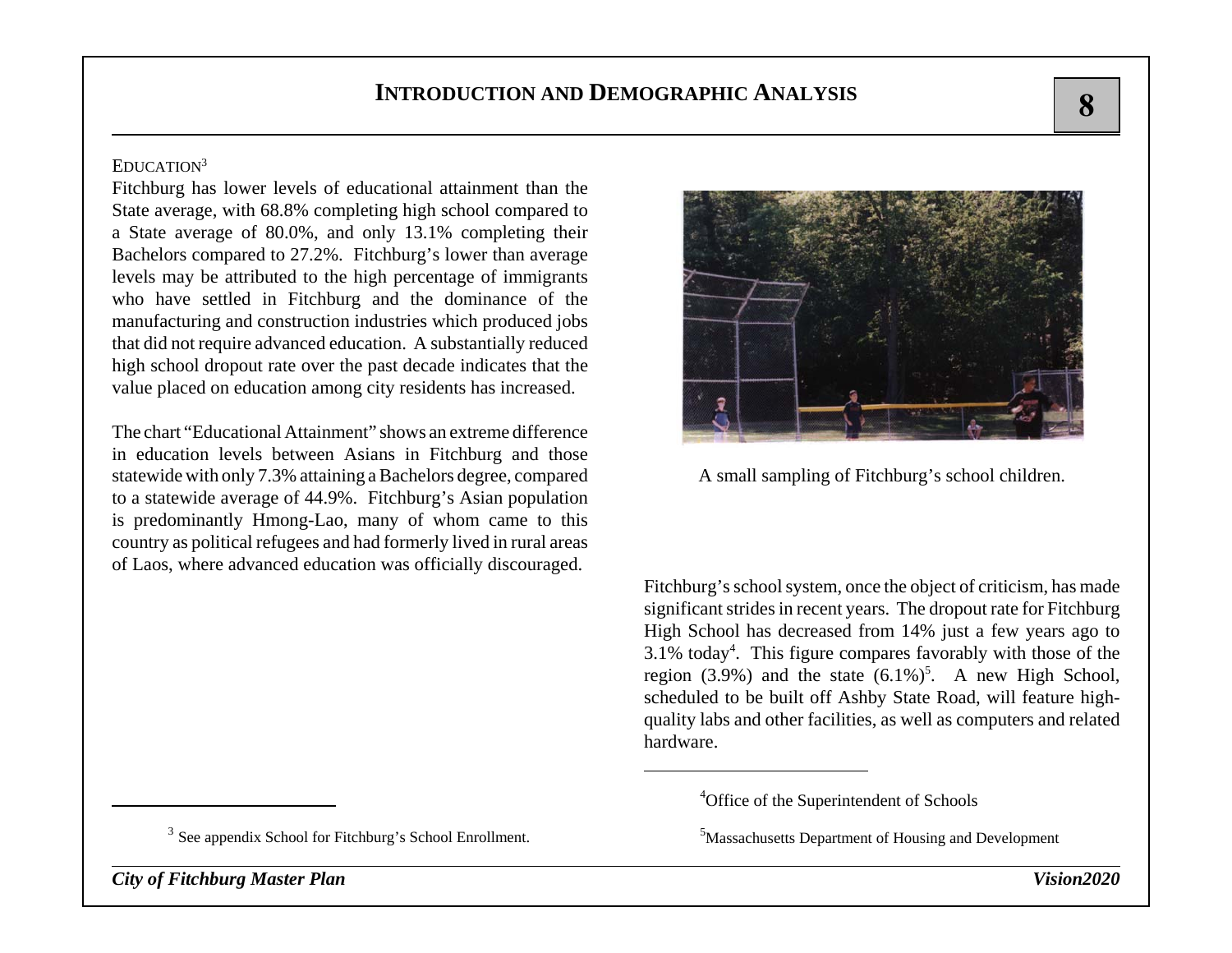## EDUCATION[3]

Fitchburg has lower levels of educational attainment than the State average, with 68.8% completing high school compared to a State average of 80.0%, and only 13.1% completing their Bachelors compared to 27.2%. Fitchburg's lower than average levels may be attributed to the high percentage of immigrants who have settled in Fitchburg and the dominance of the manufacturing and construction industries which produced jobs that did not require advanced education. A substantially reduced high school dropout rate over the past decade indicates that the value placed on education among city residents has increased.

The chart "Educational Attainment" shows an extreme difference in education levels between Asians in Fitchburg and those statewide with only 7.3% attaining a Bachelors degree, compared to a statewide average of 44.9%. Fitchburg's Asian population is predominantly Hmong-Lao, many of whom came to this country as political refugees and had formerly lived in rural areas of Laos, where advanced education was officially discouraged.

[3] See appendix School for Fitchburg's School Enrollment.

A small sampling of Fitchburg's school children.

Fitchburg's school system, once the object of criticism, has made significant strides in recent years. The dropout rate for Fitchburg High School has decreased from 14% just a few years ago to 3.1% today[4]. This figure compares favorably with those of the region (3.9%) and the state (6.1%)[5]. A new High School, scheduled to be built off Ashby State Road, will feature high-quality labs and other facilities, as well as computers and related hardware.

[4] Office of the Superintendent of Schools

[5] Massachusetts Department of Housing and Development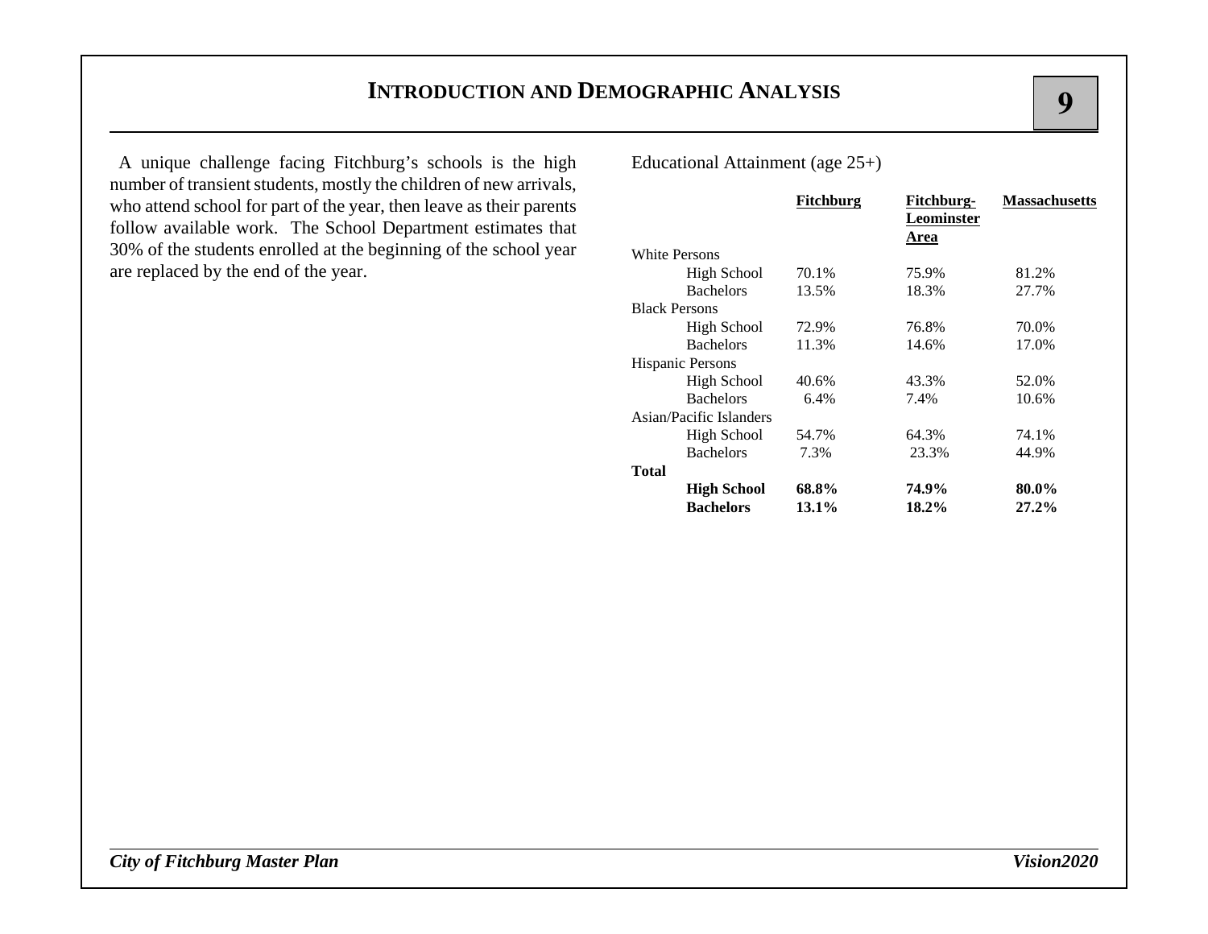## INTRODUCTION AND DEMOGRAPHIC ANALYSIS

A unique challenge facing Fitchburg's schools is the high number of transient students, mostly the children of new arrivals, who attend school for part of the year, then leave as their parents follow available work. The School Department estimates that 30% of the students enrolled at the beginning of the school year are replaced by the end of the year.

Educational Attainment (age 25+)

| | Fitchburg | Fitchburg-Leominster Area | Massachusetts |
|---|---|---|---|
| White Persons | | | |
| High School | 70.1% | 75.9% | 81.2% |
| Bachelors | 13.5% | 18.3% | 27.7% |
| Black Persons | | | |
| High School | 72.9% | 76.8% | 70.0% |
| Bachelors | 11.3% | 14.6% | 17.0% |
| Hispanic Persons | | | |
| High School | 40.6% | 43.3% | 52.0% |
| Bachelors | 6.4% | 7.4% | 10.6% |
| Asian/Pacific Islanders | | | |
| High School | 54.7% | 64.3% | 74.1% |
| Bachelors | 7.3% | 23.3% | 44.9% |
| **Total** | | | |
| **High School** | **68.8%** | **74.9%** | **80.0%** |
| **Bachelors** | **13.1%** | **18.2%** | **27.2%** |